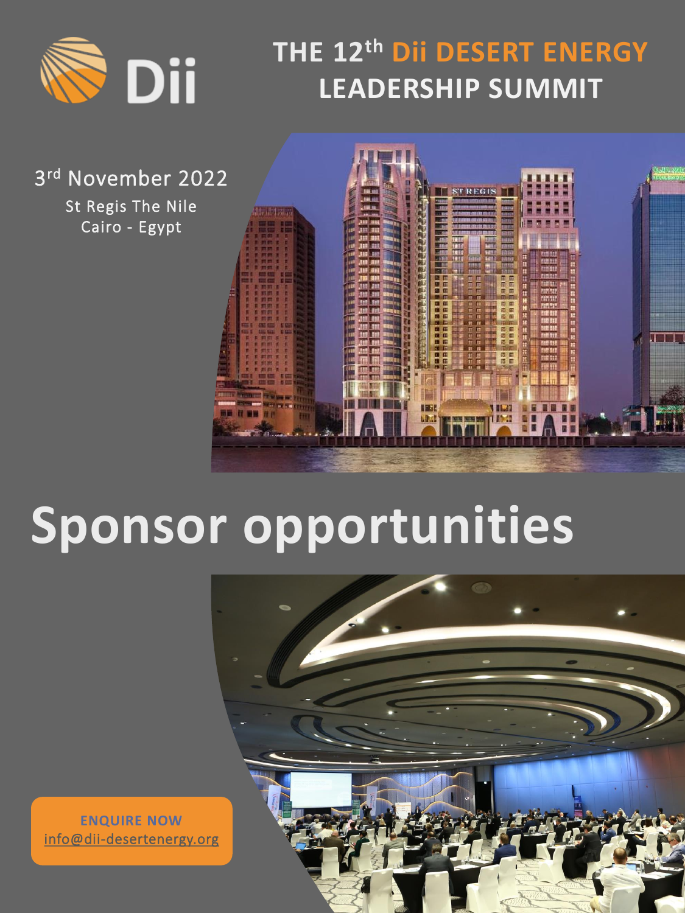Dii

# THE 12th Dii DESERT ENERGY LEADERSHIP SUMMIT

3rd November 2022

St Regis The Nile
Cairo - Egypt

# Sponsor opportunities

**ENQUIRE NOW**
info@dii-desertenergy.org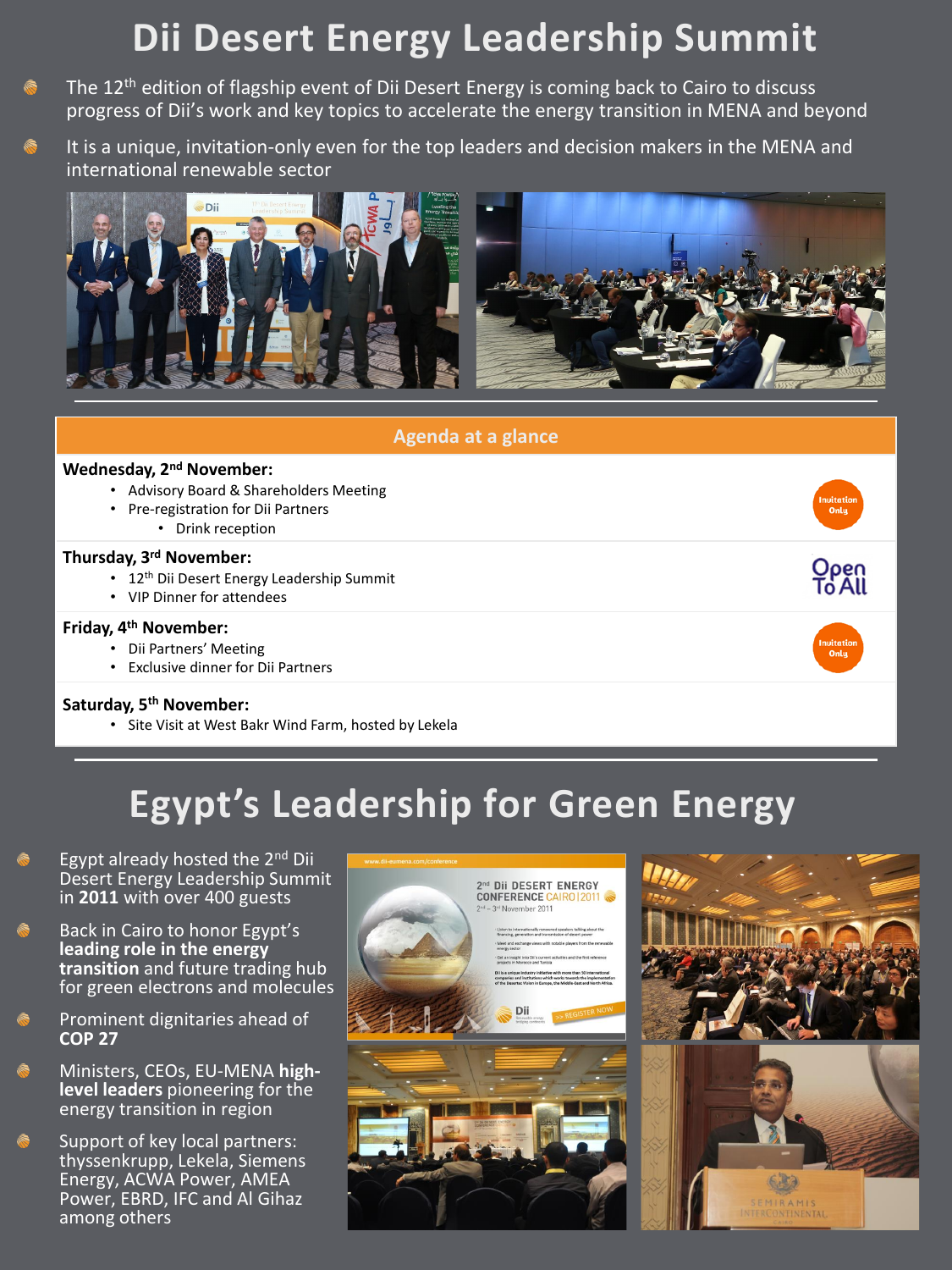# Dii Desert Energy Leadership Summit

- The 12th edition of flagship event of Dii Desert Energy is coming back to Cairo to discuss progress of Dii's work and key topics to accelerate the energy transition in MENA and beyond
- It is a unique, invitation-only even for the top leaders and decision makers in the MENA and international renewable sector

## Agenda at a glance

**Wednesday, 2nd November:** *(Invitation Only)*

- Advisory Board & Shareholders Meeting
- Pre-registration for Dii Partners
  - Drink reception

**Thursday, 3rd November:** *(Open To All)*

- 12th Dii Desert Energy Leadership Summit
- VIP Dinner for attendees

**Friday, 4th November:** *(Invitation Only)*

- Dii Partners' Meeting
- Exclusive dinner for Dii Partners

**Saturday, 5th November:**

- Site Visit at West Bakr Wind Farm, hosted by Lekela

# Egypt's Leadership for Green Energy

- Egypt already hosted the 2nd Dii Desert Energy Leadership Summit in **2011** with over 400 guests
- Back in Cairo to honor Egypt's **leading role in the energy transition** and future trading hub for green electrons and molecules
- Prominent dignitaries ahead of **COP 27**
- Ministers, CEOs, EU-MENA **high-level leaders** pioneering for the energy transition in region
- Support of key local partners: thyssenkrupp, Lekela, Siemens Energy, ACWA Power, AMEA Power, EBRD, IFC and Al Gihaz among others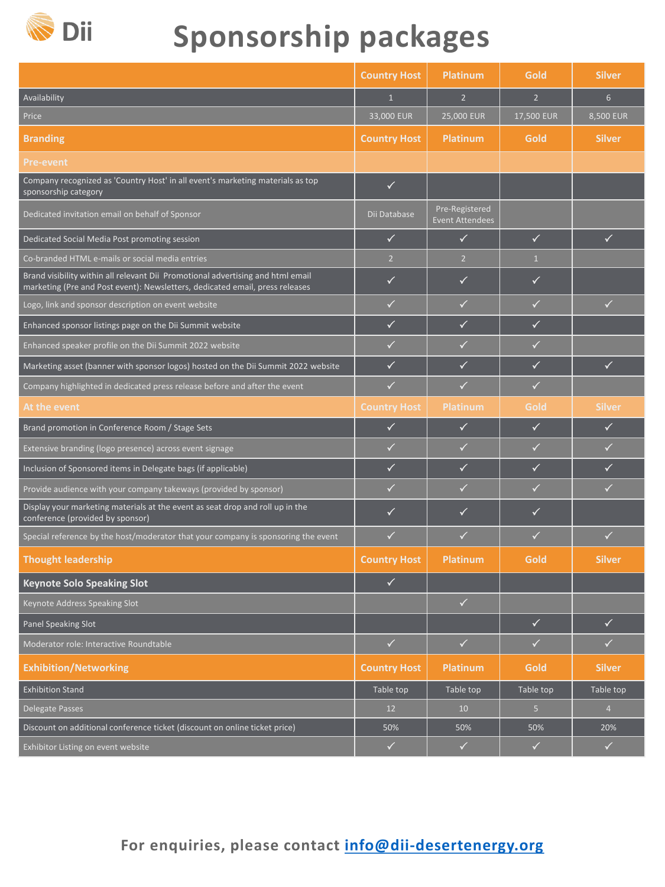# Sponsorship packages

| | Country Host | Platinum | Gold | Silver |
|---|---|---|---|---|
| Availability | 1 | 2 | 2 | 6 |
| Price | 33,000 EUR | 25,000 EUR | 17,500 EUR | 8,500 EUR |
| **Branding** | **Country Host** | **Platinum** | **Gold** | **Silver** |
| **Pre-event** | | | | |
| Company recognized as 'Country Host' in all event's marketing materials as top sponsorship category | ✓ | | | |
| Dedicated invitation email on behalf of Sponsor | Dii Database | Pre-Registered Event Attendees | | |
| Dedicated Social Media Post promoting session | ✓ | ✓ | ✓ | ✓ |
| Co-branded HTML e-mails or social media entries | 2 | 2 | 1 | |
| Brand visibility within all relevant Dii Promotional advertising and html email marketing (Pre and Post event): Newsletters, dedicated email, press releases | ✓ | ✓ | ✓ | |
| Logo, link and sponsor description on event website | ✓ | ✓ | ✓ | ✓ |
| Enhanced sponsor listings page on the Dii Summit website | ✓ | ✓ | ✓ | |
| Enhanced speaker profile on the Dii Summit 2022 website | ✓ | ✓ | ✓ | |
| Marketing asset (banner with sponsor logos) hosted on the Dii Summit 2022 website | ✓ | ✓ | ✓ | ✓ |
| Company highlighted in dedicated press release before and after the event | ✓ | ✓ | ✓ | |
| **At the event** | **Country Host** | **Platinum** | **Gold** | **Silver** |
| Brand promotion in Conference Room / Stage Sets | ✓ | ✓ | ✓ | ✓ |
| Extensive branding (logo presence) across event signage | ✓ | ✓ | ✓ | ✓ |
| Inclusion of Sponsored items in Delegate bags (if applicable) | ✓ | ✓ | ✓ | ✓ |
| Provide audience with your company takeways (provided by sponsor) | ✓ | ✓ | ✓ | ✓ |
| Display your marketing materials at the event as seat drop and roll up in the conference (provided by sponsor) | ✓ | ✓ | ✓ | |
| Special reference by the host/moderator that your company is sponsoring the event | ✓ | ✓ | ✓ | ✓ |
| **Thought leadership** | **Country Host** | **Platinum** | **Gold** | **Silver** |
| **Keynote Solo Speaking Slot** | ✓ | | | |
| Keynote Address Speaking Slot | | ✓ | | |
| Panel Speaking Slot | | | ✓ | ✓ |
| Moderator role: Interactive Roundtable | ✓ | ✓ | ✓ | ✓ |
| **Exhibition/Networking** | **Country Host** | **Platinum** | **Gold** | **Silver** |
| Exhibition Stand | Table top | Table top | Table top | Table top |
| Delegate Passes | 12 | 10 | 5 | 4 |
| Discount on additional conference ticket (discount on online ticket price) | 50% | 50% | 50% | 20% |
| Exhibitor Listing on event website | ✓ | ✓ | ✓ | ✓ |

**For enquiries, please contact [info@dii-desertenergy.org](mailto:info@dii-desertenergy.org)**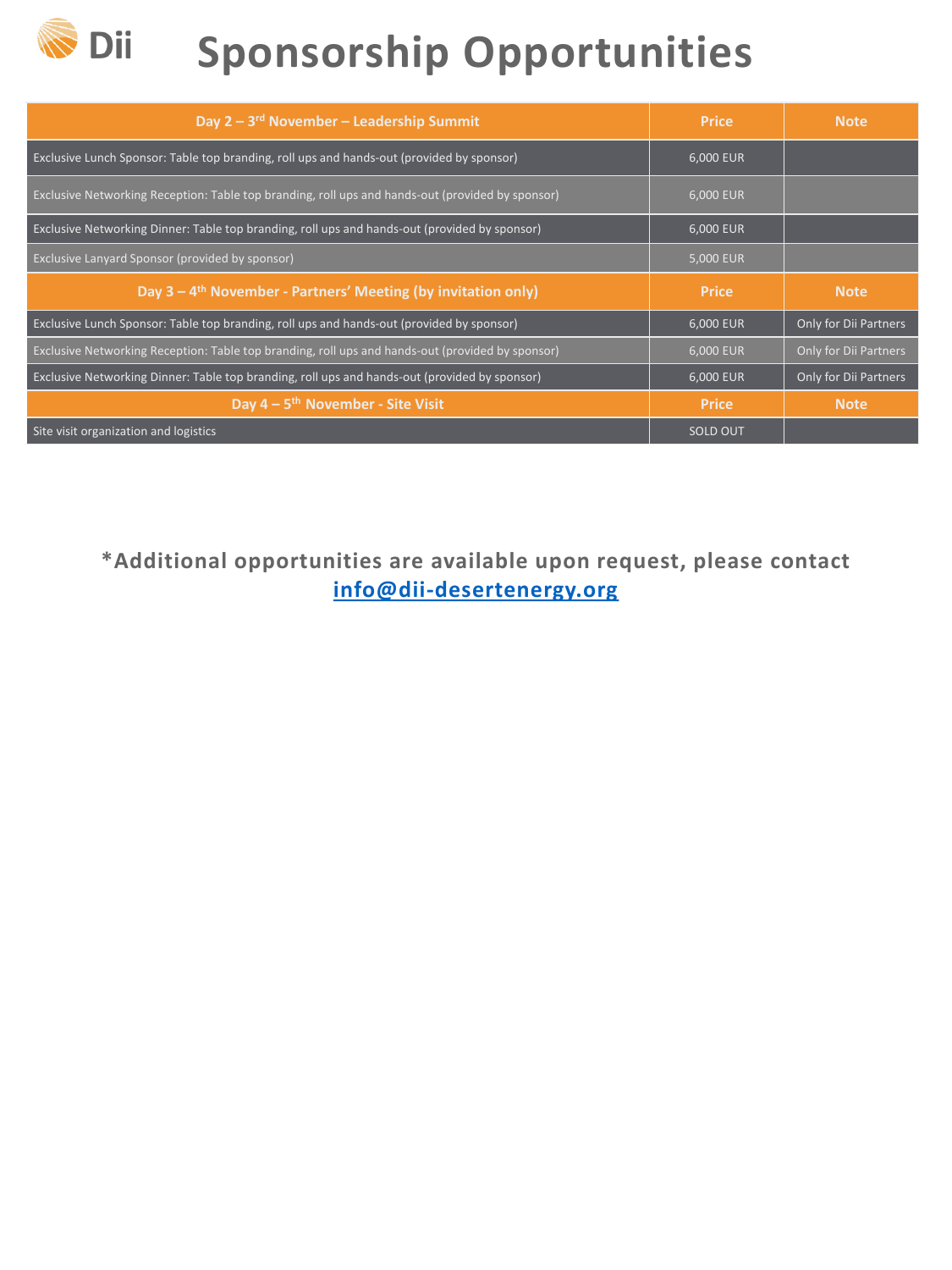# Sponsorship Opportunities

| Day 2 – 3rd November – Leadership Summit | Price | Note |
|---|---|---|
| Exclusive Lunch Sponsor: Table top branding, roll ups and hands-out (provided by sponsor) | 6,000 EUR | |
| Exclusive Networking Reception: Table top branding, roll ups and hands-out (provided by sponsor) | 6,000 EUR | |
| Exclusive Networking Dinner: Table top branding, roll ups and hands-out (provided by sponsor) | 6,000 EUR | |
| Exclusive Lanyard Sponsor (provided by sponsor) | 5,000 EUR | |
| **Day 3 – 4th November - Partners' Meeting (by invitation only)** | **Price** | **Note** |
| Exclusive Lunch Sponsor: Table top branding, roll ups and hands-out (provided by sponsor) | 6,000 EUR | Only for Dii Partners |
| Exclusive Networking Reception: Table top branding, roll ups and hands-out (provided by sponsor) | 6,000 EUR | Only for Dii Partners |
| Exclusive Networking Dinner: Table top branding, roll ups and hands-out (provided by sponsor) | 6,000 EUR | Only for Dii Partners |
| **Day 4 – 5th November - Site Visit** | **Price** | **Note** |
| Site visit organization and logistics | SOLD OUT | |

**\*Additional opportunities are available upon request, please contact [info@dii-desertenergy.org](mailto:info@dii-desertenergy.org)**